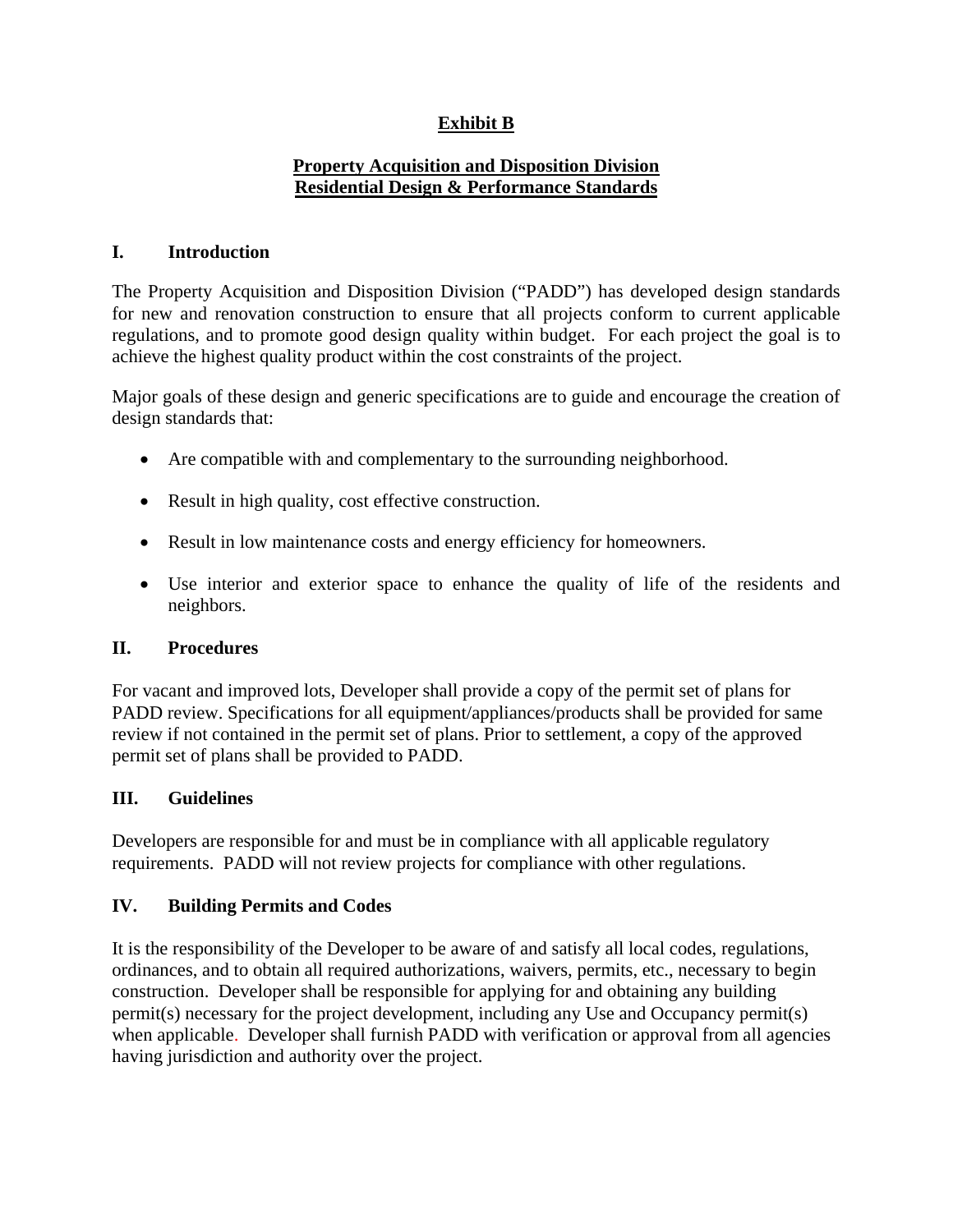# Exhibit B

## Property Acquisition and Disposition Division
## Residential Design & Performance Standards

### I. Introduction

The Property Acquisition and Disposition Division ("PADD") has developed design standards for new and renovation construction to ensure that all projects conform to current applicable regulations, and to promote good design quality within budget. For each project the goal is to achieve the highest quality product within the cost constraints of the project.

Major goals of these design and generic specifications are to guide and encourage the creation of design standards that:

- Are compatible with and complementary to the surrounding neighborhood.
- Result in high quality, cost effective construction.
- Result in low maintenance costs and energy efficiency for homeowners.
- Use interior and exterior space to enhance the quality of life of the residents and neighbors.

### II. Procedures

For vacant and improved lots, Developer shall provide a copy of the permit set of plans for PADD review. Specifications for all equipment/appliances/products shall be provided for same review if not contained in the permit set of plans. Prior to settlement, a copy of the approved permit set of plans shall be provided to PADD.

### III. Guidelines

Developers are responsible for and must be in compliance with all applicable regulatory requirements. PADD will not review projects for compliance with other regulations.

### IV. Building Permits and Codes

It is the responsibility of the Developer to be aware of and satisfy all local codes, regulations, ordinances, and to obtain all required authorizations, waivers, permits, etc., necessary to begin construction. Developer shall be responsible for applying for and obtaining any building permit(s) necessary for the project development, including any Use and Occupancy permit(s) when applicable. Developer shall furnish PADD with verification or approval from all agencies having jurisdiction and authority over the project.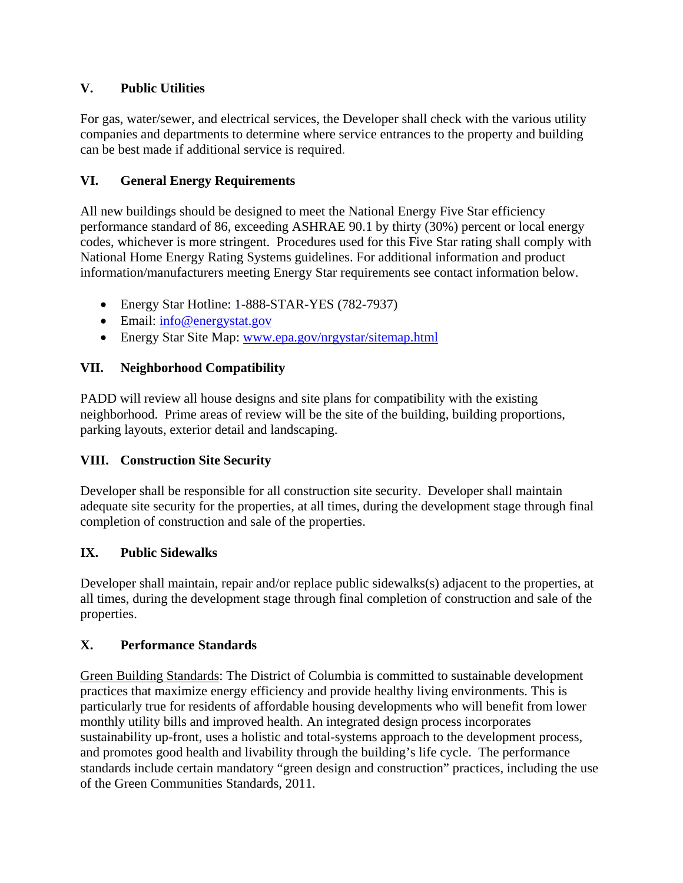## V. Public Utilities

For gas, water/sewer, and electrical services, the Developer shall check with the various utility companies and departments to determine where service entrances to the property and building can be best made if additional service is required.

## VI. General Energy Requirements

All new buildings should be designed to meet the National Energy Five Star efficiency performance standard of 86, exceeding ASHRAE 90.1 by thirty (30%) percent or local energy codes, whichever is more stringent. Procedures used for this Five Star rating shall comply with National Home Energy Rating Systems guidelines. For additional information and product information/manufacturers meeting Energy Star requirements see contact information below.

- Energy Star Hotline: 1-888-STAR-YES (782-7937)
- Email: info@energystat.gov
- Energy Star Site Map: www.epa.gov/nrgystar/sitemap.html

## VII. Neighborhood Compatibility

PADD will review all house designs and site plans for compatibility with the existing neighborhood. Prime areas of review will be the site of the building, building proportions, parking layouts, exterior detail and landscaping.

## VIII. Construction Site Security

Developer shall be responsible for all construction site security. Developer shall maintain adequate site security for the properties, at all times, during the development stage through final completion of construction and sale of the properties.

## IX. Public Sidewalks

Developer shall maintain, repair and/or replace public sidewalks(s) adjacent to the properties, at all times, during the development stage through final completion of construction and sale of the properties.

## X. Performance Standards

Green Building Standards: The District of Columbia is committed to sustainable development practices that maximize energy efficiency and provide healthy living environments. This is particularly true for residents of affordable housing developments who will benefit from lower monthly utility bills and improved health. An integrated design process incorporates sustainability up-front, uses a holistic and total-systems approach to the development process, and promotes good health and livability through the building's life cycle. The performance standards include certain mandatory "green design and construction" practices, including the use of the Green Communities Standards, 2011.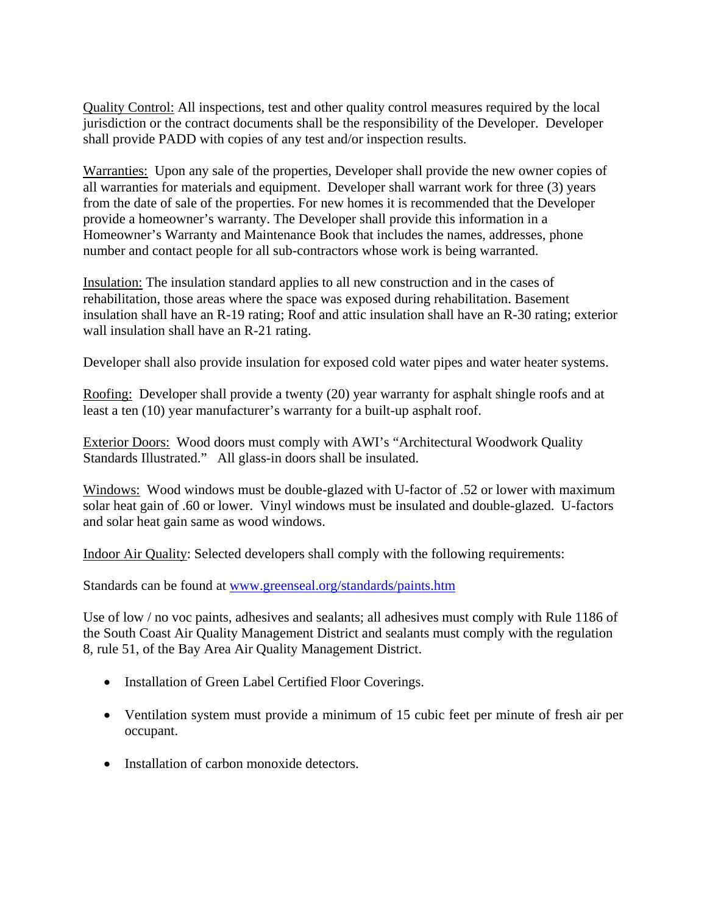<u>Quality Control:</u> All inspections, test and other quality control measures required by the local jurisdiction or the contract documents shall be the responsibility of the Developer. Developer shall provide PADD with copies of any test and/or inspection results.

<u>Warranties:</u> Upon any sale of the properties, Developer shall provide the new owner copies of all warranties for materials and equipment. Developer shall warrant work for three (3) years from the date of sale of the properties. For new homes it is recommended that the Developer provide a homeowner's warranty. The Developer shall provide this information in a Homeowner's Warranty and Maintenance Book that includes the names, addresses, phone number and contact people for all sub-contractors whose work is being warranted.

<u>Insulation:</u> The insulation standard applies to all new construction and in the cases of rehabilitation, those areas where the space was exposed during rehabilitation. Basement insulation shall have an R-19 rating; Roof and attic insulation shall have an R-30 rating; exterior wall insulation shall have an R-21 rating.

Developer shall also provide insulation for exposed cold water pipes and water heater systems.

<u>Roofing:</u> Developer shall provide a twenty (20) year warranty for asphalt shingle roofs and at least a ten (10) year manufacturer's warranty for a built-up asphalt roof.

<u>Exterior Doors:</u> Wood doors must comply with AWI's "Architectural Woodwork Quality Standards Illustrated." All glass-in doors shall be insulated.

<u>Windows:</u> Wood windows must be double-glazed with U-factor of .52 or lower with maximum solar heat gain of .60 or lower. Vinyl windows must be insulated and double-glazed. U-factors and solar heat gain same as wood windows.

<u>Indoor Air Quality</u>: Selected developers shall comply with the following requirements:

Standards can be found at [www.greenseal.org/standards/paints.htm](http://www.greenseal.org/standards/paints.htm)

Use of low / no voc paints, adhesives and sealants; all adhesives must comply with Rule 1186 of the South Coast Air Quality Management District and sealants must comply with the regulation 8, rule 51, of the Bay Area Air Quality Management District.

- Installation of Green Label Certified Floor Coverings.
- Ventilation system must provide a minimum of 15 cubic feet per minute of fresh air per occupant.
- Installation of carbon monoxide detectors.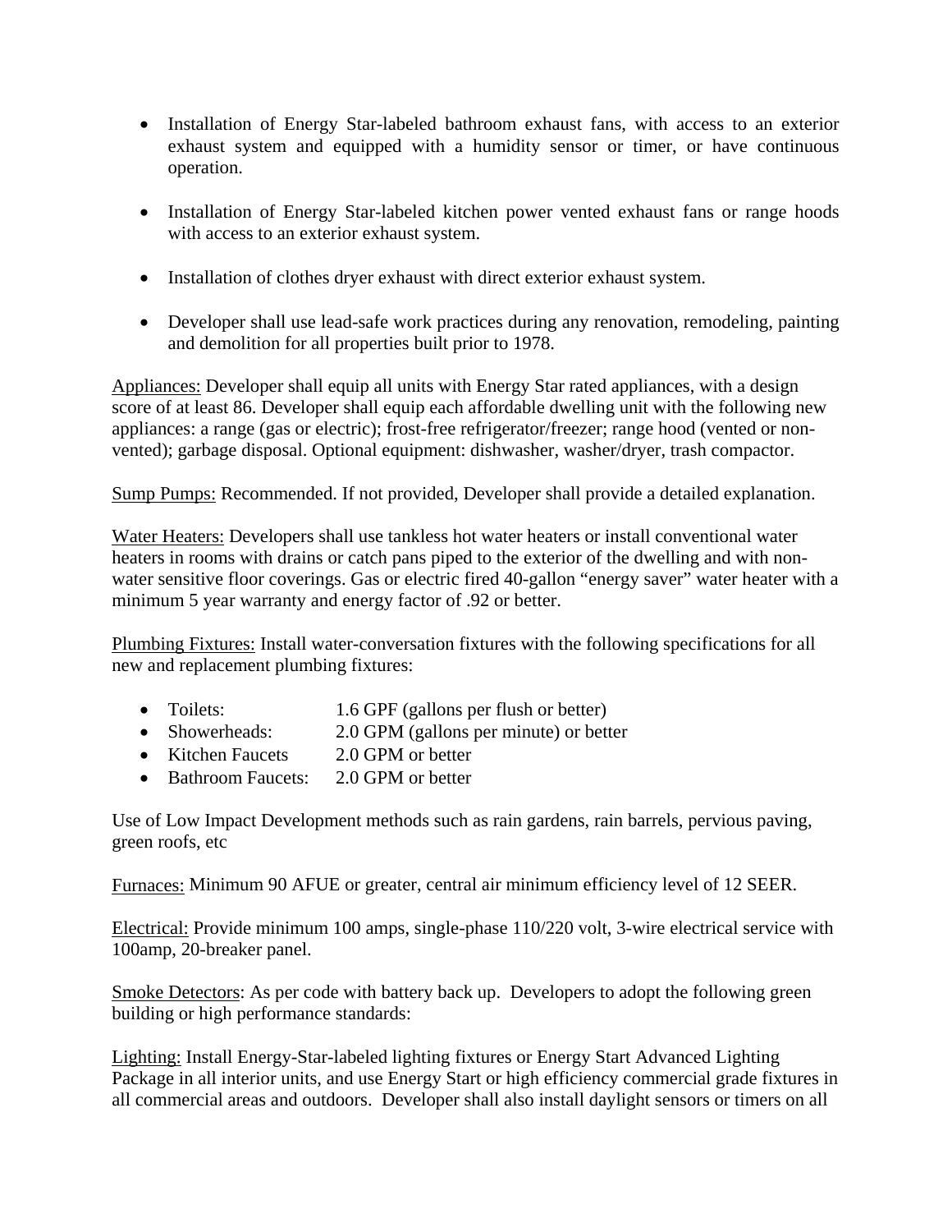- Installation of Energy Star-labeled bathroom exhaust fans, with access to an exterior exhaust system and equipped with a humidity sensor or timer, or have continuous operation.

- Installation of Energy Star-labeled kitchen power vented exhaust fans or range hoods with access to an exterior exhaust system.

- Installation of clothes dryer exhaust with direct exterior exhaust system.

- Developer shall use lead-safe work practices during any renovation, remodeling, painting and demolition for all properties built prior to 1978.

Appliances: Developer shall equip all units with Energy Star rated appliances, with a design score of at least 86. Developer shall equip each affordable dwelling unit with the following new appliances: a range (gas or electric); frost-free refrigerator/freezer; range hood (vented or non-vented); garbage disposal. Optional equipment: dishwasher, washer/dryer, trash compactor.

Sump Pumps: Recommended. If not provided, Developer shall provide a detailed explanation.

Water Heaters: Developers shall use tankless hot water heaters or install conventional water heaters in rooms with drains or catch pans piped to the exterior of the dwelling and with non-water sensitive floor coverings. Gas or electric fired 40-gallon "energy saver" water heater with a minimum 5 year warranty and energy factor of .92 or better.

Plumbing Fixtures: Install water-conversation fixtures with the following specifications for all new and replacement plumbing fixtures:

- Toilets: 1.6 GPF (gallons per flush or better)
- Showerheads: 2.0 GPM (gallons per minute) or better
- Kitchen Faucets 2.0 GPM or better
- Bathroom Faucets: 2.0 GPM or better

Use of Low Impact Development methods such as rain gardens, rain barrels, pervious paving, green roofs, etc

Furnaces: Minimum 90 AFUE or greater, central air minimum efficiency level of 12 SEER.

Electrical: Provide minimum 100 amps, single-phase 110/220 volt, 3-wire electrical service with 100amp, 20-breaker panel.

Smoke Detectors: As per code with battery back up. Developers to adopt the following green building or high performance standards:

Lighting: Install Energy-Star-labeled lighting fixtures or Energy Start Advanced Lighting Package in all interior units, and use Energy Start or high efficiency commercial grade fixtures in all commercial areas and outdoors. Developer shall also install daylight sensors or timers on all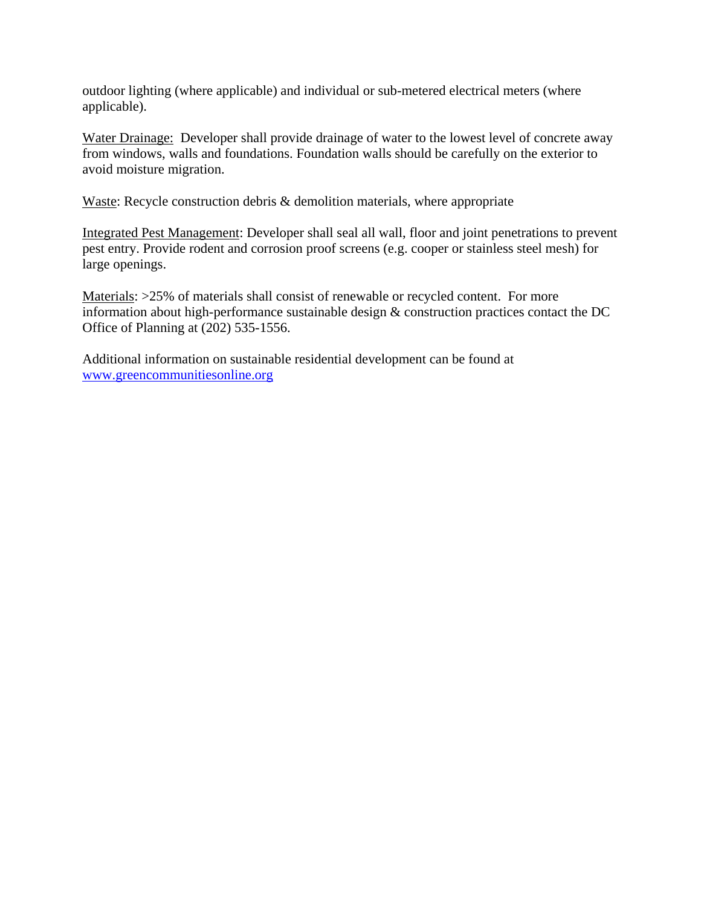outdoor lighting (where applicable) and individual or sub-metered electrical meters (where applicable).

Water Drainage: Developer shall provide drainage of water to the lowest level of concrete away from windows, walls and foundations. Foundation walls should be carefully on the exterior to avoid moisture migration.

Waste: Recycle construction debris & demolition materials, where appropriate

Integrated Pest Management: Developer shall seal all wall, floor and joint penetrations to prevent pest entry. Provide rodent and corrosion proof screens (e.g. cooper or stainless steel mesh) for large openings.

Materials: >25% of materials shall consist of renewable or recycled content. For more information about high-performance sustainable design & construction practices contact the DC Office of Planning at (202) 535-1556.

Additional information on sustainable residential development can be found at [www.greencommunitiesonline.org](http://www.greencommunitiesonline.org)